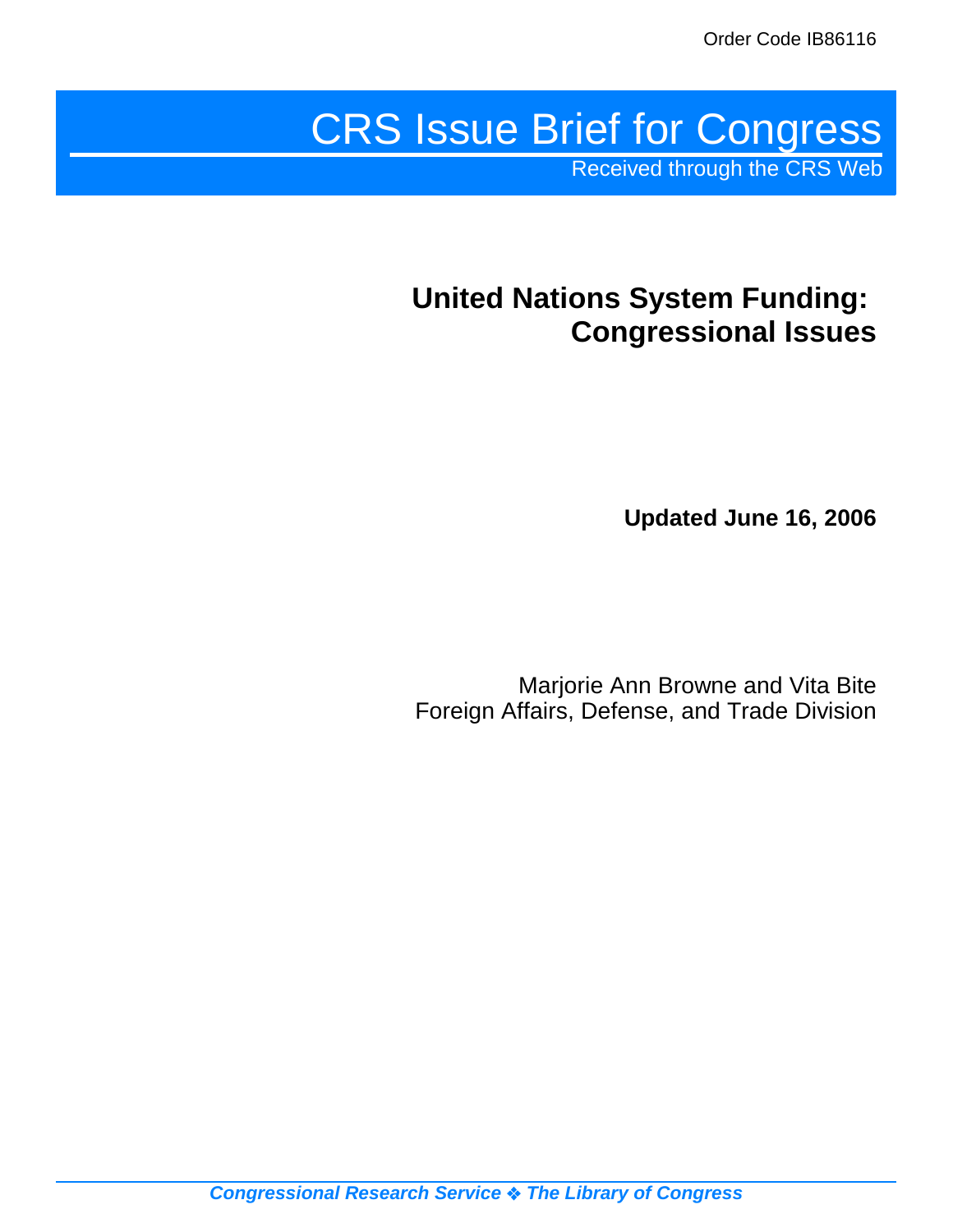Order Code IB86116

# CRS Issue Brief for Congress

Received through the CRS Web

## United Nations System Funding: Congressional Issues

**Updated June 16, 2006**

Marjorie Ann Browne and Vita Bite
Foreign Affairs, Defense, and Trade Division

*Congressional Research Service ❖ The Library of Congress*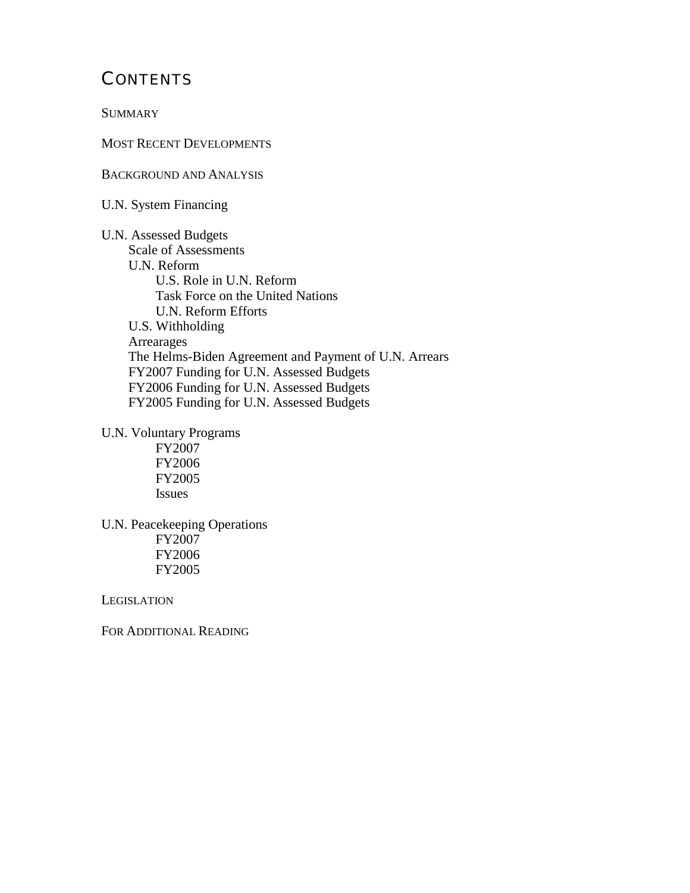# CONTENTS

SUMMARY

MOST RECENT DEVELOPMENTS

BACKGROUND AND ANALYSIS

U.N. System Financing

U.N. Assessed Budgets
- Scale of Assessments
- U.N. Reform
  - U.S. Role in U.N. Reform
  - Task Force on the United Nations
  - U.N. Reform Efforts
- U.S. Withholding
- Arrearages
- The Helms-Biden Agreement and Payment of U.N. Arrears
- FY2007 Funding for U.N. Assessed Budgets
- FY2006 Funding for U.N. Assessed Budgets
- FY2005 Funding for U.N. Assessed Budgets

U.N. Voluntary Programs
- FY2007
- FY2006
- FY2005
- Issues

U.N. Peacekeeping Operations
- FY2007
- FY2006
- FY2005

LEGISLATION

FOR ADDITIONAL READING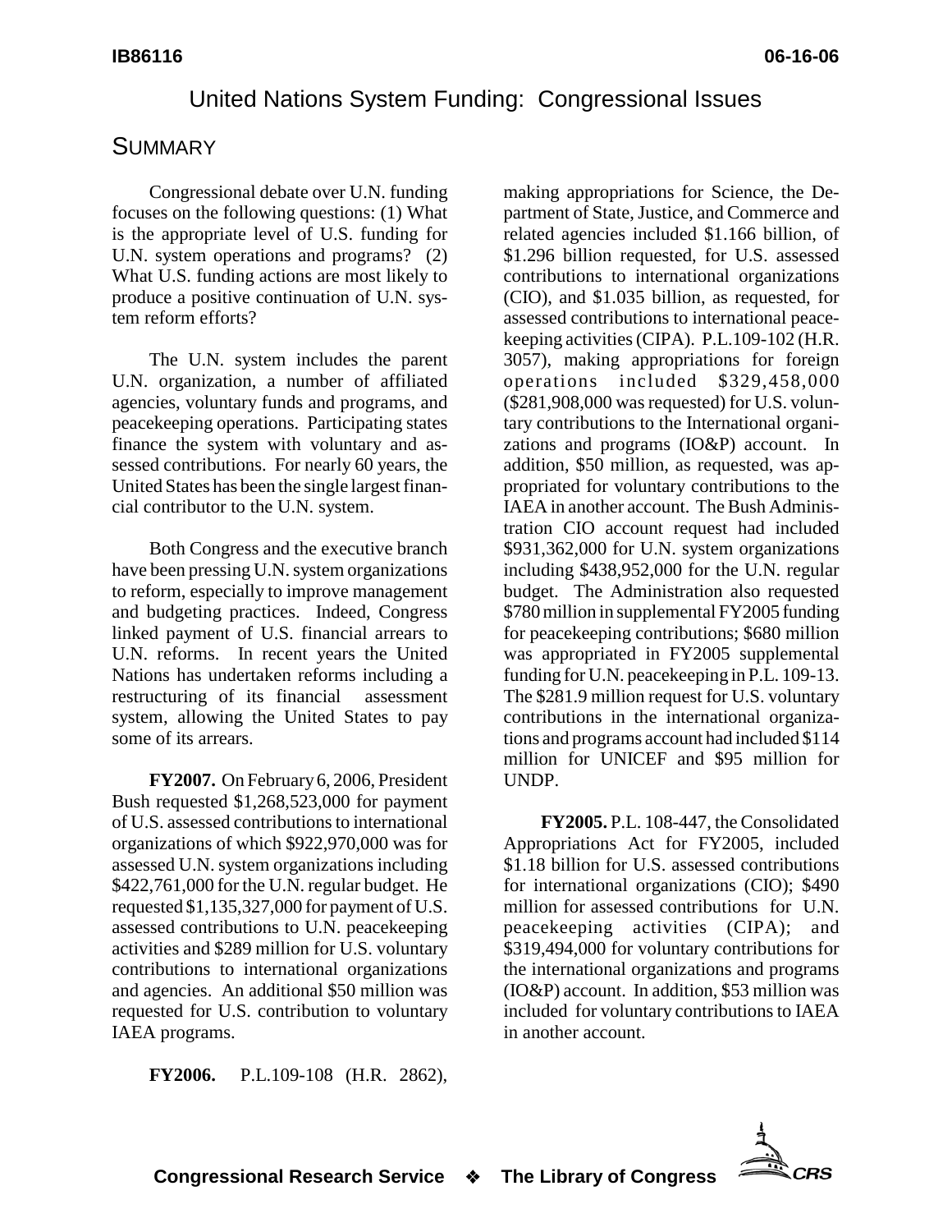# United Nations System Funding: Congressional Issues

## SUMMARY

Congressional debate over U.N. funding focuses on the following questions: (1) What is the appropriate level of U.S. funding for U.N. system operations and programs? (2) What U.S. funding actions are most likely to produce a positive continuation of U.N. system reform efforts?

The U.N. system includes the parent U.N. organization, a number of affiliated agencies, voluntary funds and programs, and peacekeeping operations. Participating states finance the system with voluntary and assessed contributions. For nearly 60 years, the United States has been the single largest financial contributor to the U.N. system.

Both Congress and the executive branch have been pressing U.N. system organizations to reform, especially to improve management and budgeting practices. Indeed, Congress linked payment of U.S. financial arrears to U.N. reforms. In recent years the United Nations has undertaken reforms including a restructuring of its financial assessment system, allowing the United States to pay some of its arrears.

**FY2007.** On February 6, 2006, President Bush requested $1,268,523,000 for payment of U.S. assessed contributions to international organizations of which $922,970,000 was for assessed U.N. system organizations including $422,761,000 for the U.N. regular budget. He requested $1,135,327,000 for payment of U.S. assessed contributions to U.N. peacekeeping activities and $289 million for U.S. voluntary contributions to international organizations and agencies. An additional $50 million was requested for U.S. contribution to voluntary IAEA programs.

**FY2006.** P.L.109-108 (H.R. 2862), making appropriations for Science, the Department of State, Justice, and Commerce and related agencies included $1.166 billion, of $1.296 billion requested, for U.S. assessed contributions to international organizations (CIO), and $1.035 billion, as requested, for assessed contributions to international peacekeeping activities (CIPA). P.L.109-102 (H.R. 3057), making appropriations for foreign operations included $329,458,000 ($281,908,000 was requested) for U.S. voluntary contributions to the International organizations and programs (IO&P) account. In addition, $50 million, as requested, was appropriated for voluntary contributions to the IAEA in another account. The Bush Administration CIO account request had included $931,362,000 for U.N. system organizations including $438,952,000 for the U.N. regular budget. The Administration also requested $780 million in supplemental FY2005 funding for peacekeeping contributions; $680 million was appropriated in FY2005 supplemental funding for U.N. peacekeeping in P.L. 109-13. The $281.9 million request for U.S. voluntary contributions in the international organizations and programs account had included $114 million for UNICEF and $95 million for UNDP.

**FY2005.** P.L. 108-447, the Consolidated Appropriations Act for FY2005, included $1.18 billion for U.S. assessed contributions for international organizations (CIO); $490 million for assessed contributions for U.N. peacekeeping activities (CIPA); and $319,494,000 for voluntary contributions for the international organizations and programs (IO&P) account. In addition, $53 million was included for voluntary contributions to IAEA in another account.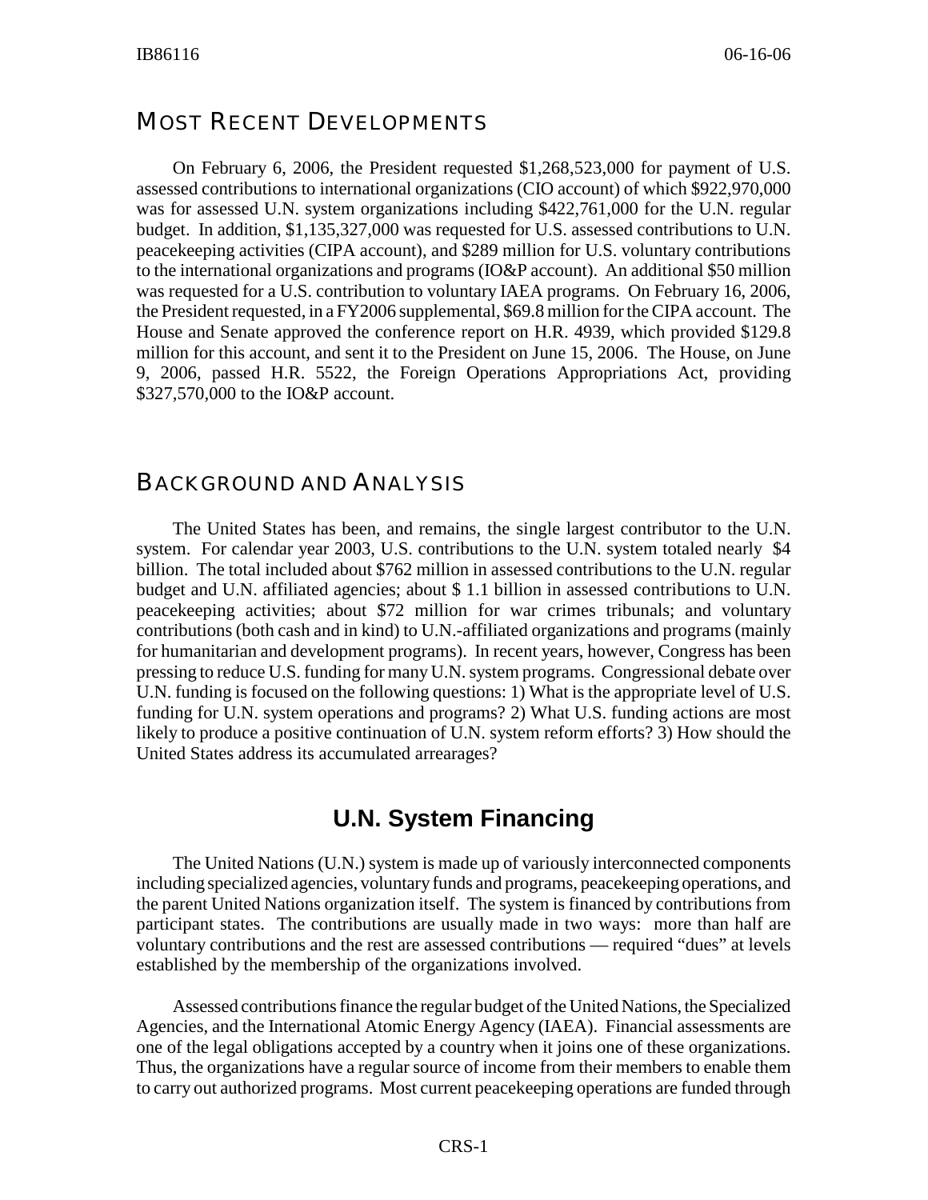## MOST RECENT DEVELOPMENTS

On February 6, 2006, the President requested $1,268,523,000 for payment of U.S. assessed contributions to international organizations (CIO account) of which $922,970,000 was for assessed U.N. system organizations including $422,761,000 for the U.N. regular budget. In addition, $1,135,327,000 was requested for U.S. assessed contributions to U.N. peacekeeping activities (CIPA account), and $289 million for U.S. voluntary contributions to the international organizations and programs (IO&P account). An additional $50 million was requested for a U.S. contribution to voluntary IAEA programs. On February 16, 2006, the President requested, in a FY2006 supplemental, $69.8 million for the CIPA account. The House and Senate approved the conference report on H.R. 4939, which provided $129.8 million for this account, and sent it to the President on June 15, 2006. The House, on June 9, 2006, passed H.R. 5522, the Foreign Operations Appropriations Act, providing $327,570,000 to the IO&P account.

## BACKGROUND AND ANALYSIS

The United States has been, and remains, the single largest contributor to the U.N. system. For calendar year 2003, U.S. contributions to the U.N. system totaled nearly $4 billion. The total included about $762 million in assessed contributions to the U.N. regular budget and U.N. affiliated agencies; about $ 1.1 billion in assessed contributions to U.N. peacekeeping activities; about $72 million for war crimes tribunals; and voluntary contributions (both cash and in kind) to U.N.-affiliated organizations and programs (mainly for humanitarian and development programs). In recent years, however, Congress has been pressing to reduce U.S. funding for many U.N. system programs. Congressional debate over U.N. funding is focused on the following questions: 1) What is the appropriate level of U.S. funding for U.N. system operations and programs? 2) What U.S. funding actions are most likely to produce a positive continuation of U.N. system reform efforts? 3) How should the United States address its accumulated arrearages?

### U.N. System Financing

The United Nations (U.N.) system is made up of variously interconnected components including specialized agencies, voluntary funds and programs, peacekeeping operations, and the parent United Nations organization itself. The system is financed by contributions from participant states. The contributions are usually made in two ways: more than half are voluntary contributions and the rest are assessed contributions — required "dues" at levels established by the membership of the organizations involved.

Assessed contributions finance the regular budget of the United Nations, the Specialized Agencies, and the International Atomic Energy Agency (IAEA). Financial assessments are one of the legal obligations accepted by a country when it joins one of these organizations. Thus, the organizations have a regular source of income from their members to enable them to carry out authorized programs. Most current peacekeeping operations are funded through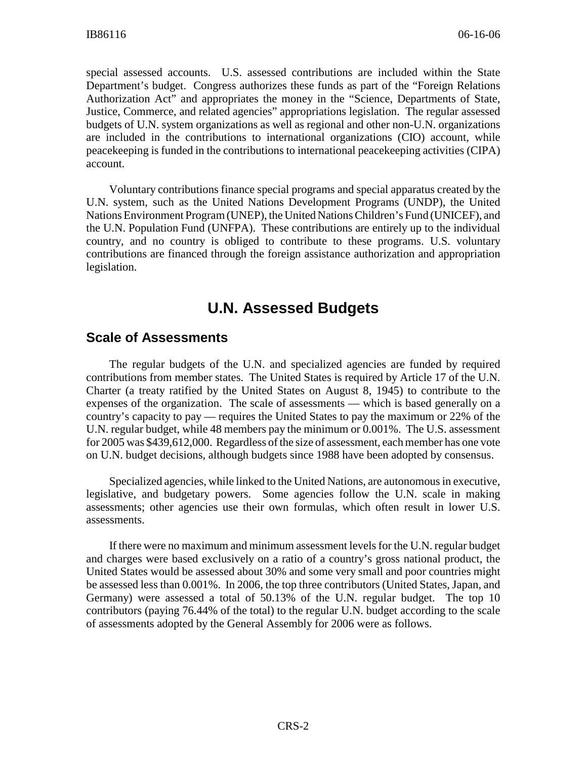special assessed accounts. U.S. assessed contributions are included within the State Department's budget. Congress authorizes these funds as part of the "Foreign Relations Authorization Act" and appropriates the money in the "Science, Departments of State, Justice, Commerce, and related agencies" appropriations legislation. The regular assessed budgets of U.N. system organizations as well as regional and other non-U.N. organizations are included in the contributions to international organizations (CIO) account, while peacekeeping is funded in the contributions to international peacekeeping activities (CIPA) account.

Voluntary contributions finance special programs and special apparatus created by the U.N. system, such as the United Nations Development Programs (UNDP), the United Nations Environment Program (UNEP), the United Nations Children's Fund (UNICEF), and the U.N. Population Fund (UNFPA). These contributions are entirely up to the individual country, and no country is obliged to contribute to these programs. U.S. voluntary contributions are financed through the foreign assistance authorization and appropriation legislation.

# U.N. Assessed Budgets

## Scale of Assessments

The regular budgets of the U.N. and specialized agencies are funded by required contributions from member states. The United States is required by Article 17 of the U.N. Charter (a treaty ratified by the United States on August 8, 1945) to contribute to the expenses of the organization. The scale of assessments — which is based generally on a country's capacity to pay — requires the United States to pay the maximum or 22% of the U.N. regular budget, while 48 members pay the minimum or 0.001%. The U.S. assessment for 2005 was $439,612,000. Regardless of the size of assessment, each member has one vote on U.N. budget decisions, although budgets since 1988 have been adopted by consensus.

Specialized agencies, while linked to the United Nations, are autonomous in executive, legislative, and budgetary powers. Some agencies follow the U.N. scale in making assessments; other agencies use their own formulas, which often result in lower U.S. assessments.

If there were no maximum and minimum assessment levels for the U.N. regular budget and charges were based exclusively on a ratio of a country's gross national product, the United States would be assessed about 30% and some very small and poor countries might be assessed less than 0.001%. In 2006, the top three contributors (United States, Japan, and Germany) were assessed a total of 50.13% of the U.N. regular budget. The top 10 contributors (paying 76.44% of the total) to the regular U.N. budget according to the scale of assessments adopted by the General Assembly for 2006 were as follows.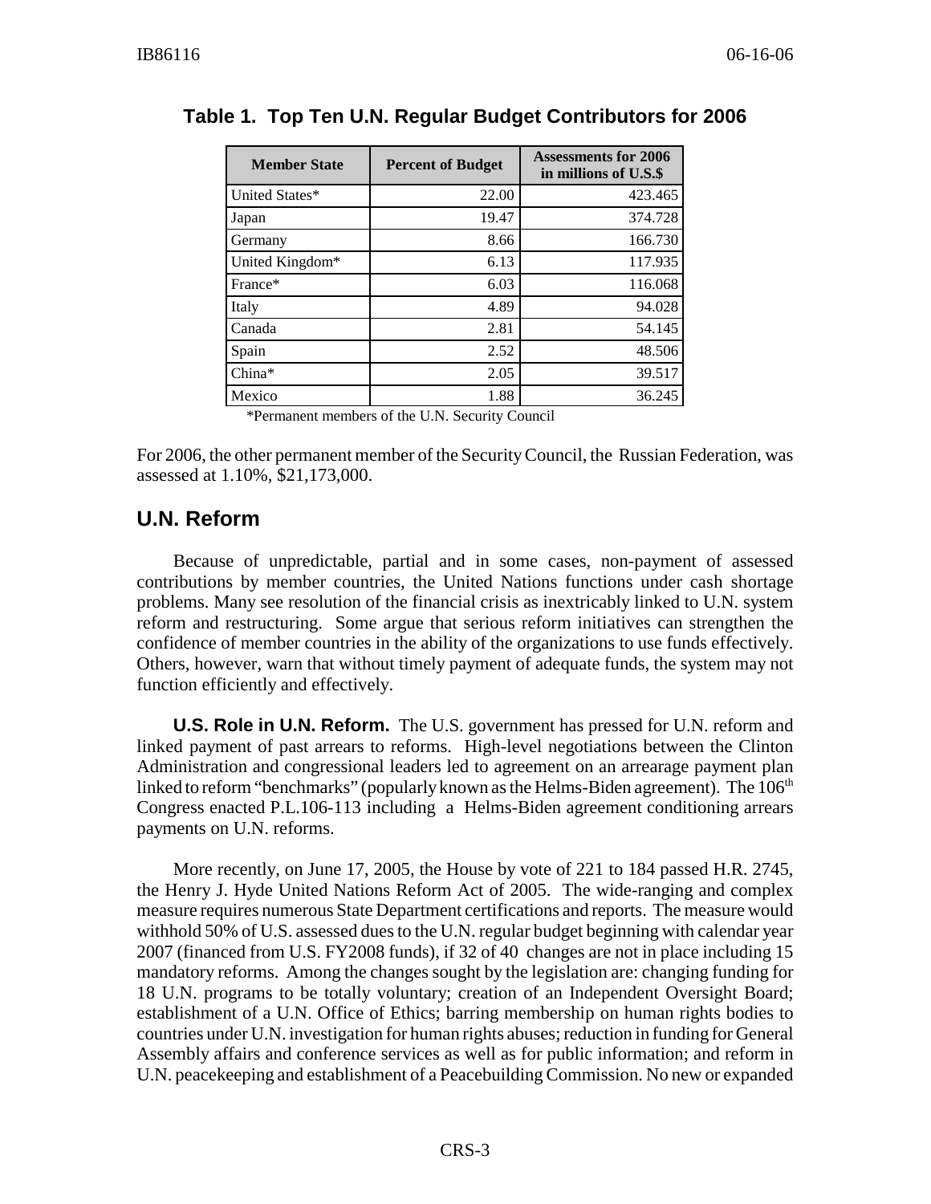**Table 1. Top Ten U.N. Regular Budget Contributors for 2006**

| Member State | Percent of Budget | Assessments for 2006 in millions of U.S.$ |
|---|---|---|
| United States* | 22.00 | 423.465 |
| Japan | 19.47 | 374.728 |
| Germany | 8.66 | 166.730 |
| United Kingdom* | 6.13 | 117.935 |
| France* | 6.03 | 116.068 |
| Italy | 4.89 | 94.028 |
| Canada | 2.81 | 54.145 |
| Spain | 2.52 | 48.506 |
| China* | 2.05 | 39.517 |
| Mexico | 1.88 | 36.245 |

*Permanent members of the U.N. Security Council

For 2006, the other permanent member of the Security Council, the Russian Federation, was assessed at 1.10%, $21,173,000.

## U.N. Reform

Because of unpredictable, partial and in some cases, non-payment of assessed contributions by member countries, the United Nations functions under cash shortage problems. Many see resolution of the financial crisis as inextricably linked to U.N. system reform and restructuring. Some argue that serious reform initiatives can strengthen the confidence of member countries in the ability of the organizations to use funds effectively. Others, however, warn that without timely payment of adequate funds, the system may not function efficiently and effectively.

**U.S. Role in U.N. Reform.** The U.S. government has pressed for U.N. reform and linked payment of past arrears to reforms. High-level negotiations between the Clinton Administration and congressional leaders led to agreement on an arrearage payment plan linked to reform "benchmarks" (popularly known as the Helms-Biden agreement). The 106th Congress enacted P.L.106-113 including a Helms-Biden agreement conditioning arrears payments on U.N. reforms.

More recently, on June 17, 2005, the House by vote of 221 to 184 passed H.R. 2745, the Henry J. Hyde United Nations Reform Act of 2005. The wide-ranging and complex measure requires numerous State Department certifications and reports. The measure would withhold 50% of U.S. assessed dues to the U.N. regular budget beginning with calendar year 2007 (financed from U.S. FY2008 funds), if 32 of 40 changes are not in place including 15 mandatory reforms. Among the changes sought by the legislation are: changing funding for 18 U.N. programs to be totally voluntary; creation of an Independent Oversight Board; establishment of a U.N. Office of Ethics; barring membership on human rights bodies to countries under U.N. investigation for human rights abuses; reduction in funding for General Assembly affairs and conference services as well as for public information; and reform in U.N. peacekeeping and establishment of a Peacebuilding Commission. No new or expanded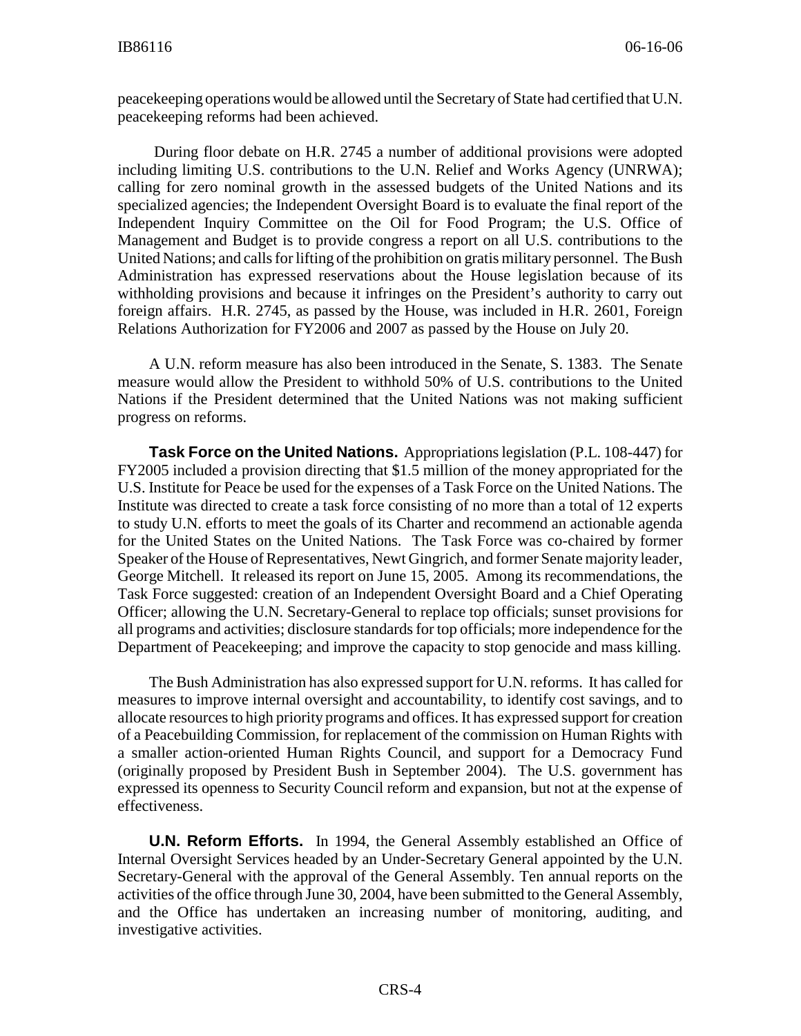peacekeeping operations would be allowed until the Secretary of State had certified that U.N. peacekeeping reforms had been achieved.

During floor debate on H.R. 2745 a number of additional provisions were adopted including limiting U.S. contributions to the U.N. Relief and Works Agency (UNRWA); calling for zero nominal growth in the assessed budgets of the United Nations and its specialized agencies; the Independent Oversight Board is to evaluate the final report of the Independent Inquiry Committee on the Oil for Food Program; the U.S. Office of Management and Budget is to provide congress a report on all U.S. contributions to the United Nations; and calls for lifting of the prohibition on gratis military personnel. The Bush Administration has expressed reservations about the House legislation because of its withholding provisions and because it infringes on the President's authority to carry out foreign affairs. H.R. 2745, as passed by the House, was included in H.R. 2601, Foreign Relations Authorization for FY2006 and 2007 as passed by the House on July 20.

A U.N. reform measure has also been introduced in the Senate, S. 1383. The Senate measure would allow the President to withhold 50% of U.S. contributions to the United Nations if the President determined that the United Nations was not making sufficient progress on reforms.

**Task Force on the United Nations.** Appropriations legislation (P.L. 108-447) for FY2005 included a provision directing that $1.5 million of the money appropriated for the U.S. Institute for Peace be used for the expenses of a Task Force on the United Nations. The Institute was directed to create a task force consisting of no more than a total of 12 experts to study U.N. efforts to meet the goals of its Charter and recommend an actionable agenda for the United States on the United Nations. The Task Force was co-chaired by former Speaker of the House of Representatives, Newt Gingrich, and former Senate majority leader, George Mitchell. It released its report on June 15, 2005. Among its recommendations, the Task Force suggested: creation of an Independent Oversight Board and a Chief Operating Officer; allowing the U.N. Secretary-General to replace top officials; sunset provisions for all programs and activities; disclosure standards for top officials; more independence for the Department of Peacekeeping; and improve the capacity to stop genocide and mass killing.

The Bush Administration has also expressed support for U.N. reforms. It has called for measures to improve internal oversight and accountability, to identify cost savings, and to allocate resources to high priority programs and offices. It has expressed support for creation of a Peacebuilding Commission, for replacement of the commission on Human Rights with a smaller action-oriented Human Rights Council, and support for a Democracy Fund (originally proposed by President Bush in September 2004). The U.S. government has expressed its openness to Security Council reform and expansion, but not at the expense of effectiveness.

**U.N. Reform Efforts.** In 1994, the General Assembly established an Office of Internal Oversight Services headed by an Under-Secretary General appointed by the U.N. Secretary-General with the approval of the General Assembly. Ten annual reports on the activities of the office through June 30, 2004, have been submitted to the General Assembly, and the Office has undertaken an increasing number of monitoring, auditing, and investigative activities.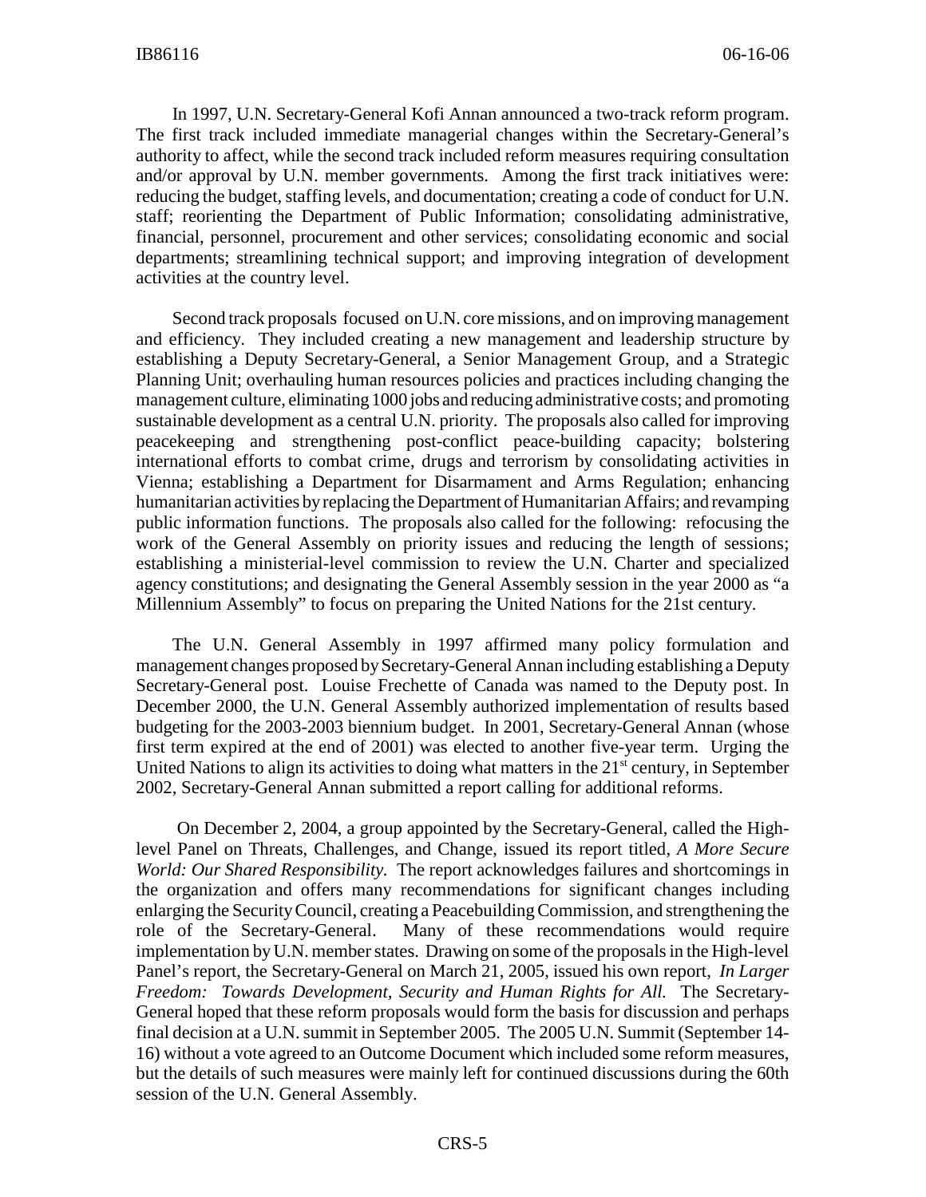In 1997, U.N. Secretary-General Kofi Annan announced a two-track reform program. The first track included immediate managerial changes within the Secretary-General's authority to affect, while the second track included reform measures requiring consultation and/or approval by U.N. member governments. Among the first track initiatives were: reducing the budget, staffing levels, and documentation; creating a code of conduct for U.N. staff; reorienting the Department of Public Information; consolidating administrative, financial, personnel, procurement and other services; consolidating economic and social departments; streamlining technical support; and improving integration of development activities at the country level.

Second track proposals focused on U.N. core missions, and on improving management and efficiency. They included creating a new management and leadership structure by establishing a Deputy Secretary-General, a Senior Management Group, and a Strategic Planning Unit; overhauling human resources policies and practices including changing the management culture, eliminating 1000 jobs and reducing administrative costs; and promoting sustainable development as a central U.N. priority. The proposals also called for improving peacekeeping and strengthening post-conflict peace-building capacity; bolstering international efforts to combat crime, drugs and terrorism by consolidating activities in Vienna; establishing a Department for Disarmament and Arms Regulation; enhancing humanitarian activities by replacing the Department of Humanitarian Affairs; and revamping public information functions. The proposals also called for the following: refocusing the work of the General Assembly on priority issues and reducing the length of sessions; establishing a ministerial-level commission to review the U.N. Charter and specialized agency constitutions; and designating the General Assembly session in the year 2000 as "a Millennium Assembly" to focus on preparing the United Nations for the 21st century.

The U.N. General Assembly in 1997 affirmed many policy formulation and management changes proposed by Secretary-General Annan including establishing a Deputy Secretary-General post. Louise Frechette of Canada was named to the Deputy post. In December 2000, the U.N. General Assembly authorized implementation of results based budgeting for the 2003-2003 biennium budget. In 2001, Secretary-General Annan (whose first term expired at the end of 2001) was elected to another five-year term. Urging the United Nations to align its activities to doing what matters in the 21st century, in September 2002, Secretary-General Annan submitted a report calling for additional reforms.

On December 2, 2004, a group appointed by the Secretary-General, called the High-level Panel on Threats, Challenges, and Change, issued its report titled, *A More Secure World: Our Shared Responsibility.* The report acknowledges failures and shortcomings in the organization and offers many recommendations for significant changes including enlarging the Security Council, creating a Peacebuilding Commission, and strengthening the role of the Secretary-General. Many of these recommendations would require implementation by U.N. member states. Drawing on some of the proposals in the High-level Panel's report, the Secretary-General on March 21, 2005, issued his own report, *In Larger Freedom: Towards Development, Security and Human Rights for All.* The Secretary-General hoped that these reform proposals would form the basis for discussion and perhaps final decision at a U.N. summit in September 2005. The 2005 U.N. Summit (September 14-16) without a vote agreed to an Outcome Document which included some reform measures, but the details of such measures were mainly left for continued discussions during the 60th session of the U.N. General Assembly.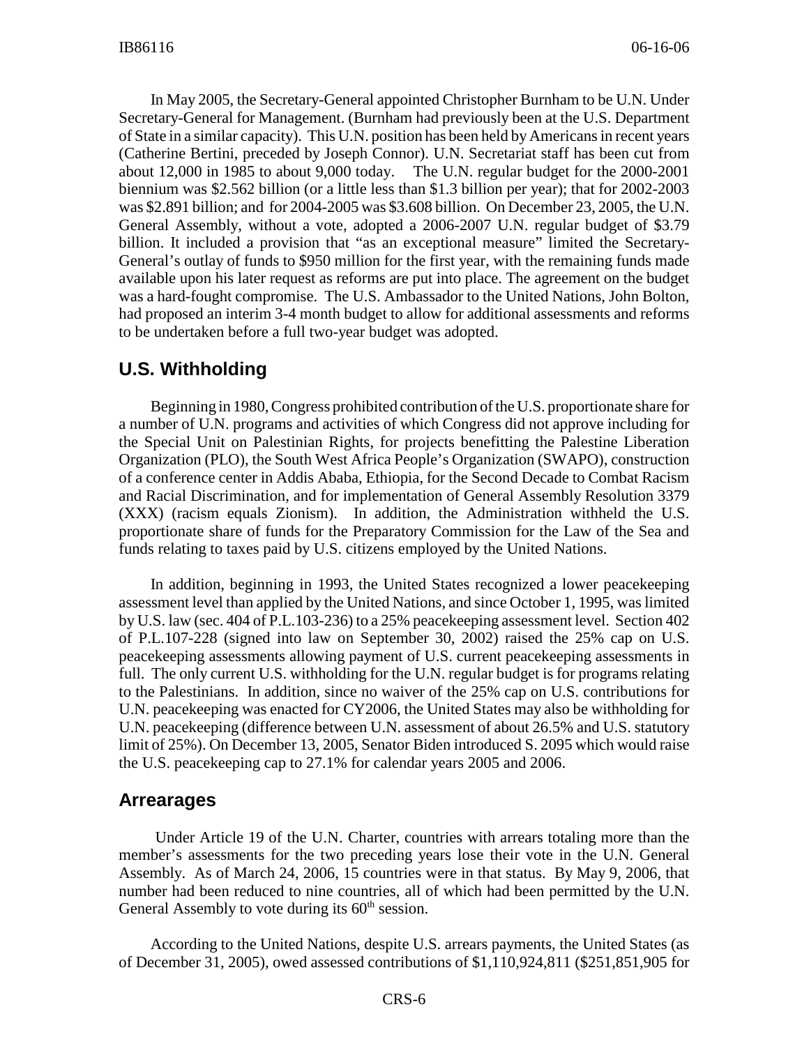In May 2005, the Secretary-General appointed Christopher Burnham to be U.N. Under Secretary-General for Management. (Burnham had previously been at the U.S. Department of State in a similar capacity). This U.N. position has been held by Americans in recent years (Catherine Bertini, preceded by Joseph Connor). U.N. Secretariat staff has been cut from about 12,000 in 1985 to about 9,000 today. The U.N. regular budget for the 2000-2001 biennium was $2.562 billion (or a little less than $1.3 billion per year); that for 2002-2003 was $2.891 billion; and for 2004-2005 was $3.608 billion. On December 23, 2005, the U.N. General Assembly, without a vote, adopted a 2006-2007 U.N. regular budget of $3.79 billion. It included a provision that "as an exceptional measure" limited the Secretary-General's outlay of funds to $950 million for the first year, with the remaining funds made available upon his later request as reforms are put into place. The agreement on the budget was a hard-fought compromise. The U.S. Ambassador to the United Nations, John Bolton, had proposed an interim 3-4 month budget to allow for additional assessments and reforms to be undertaken before a full two-year budget was adopted.

## U.S. Withholding

Beginning in 1980, Congress prohibited contribution of the U.S. proportionate share for a number of U.N. programs and activities of which Congress did not approve including for the Special Unit on Palestinian Rights, for projects benefitting the Palestine Liberation Organization (PLO), the South West Africa People's Organization (SWAPO), construction of a conference center in Addis Ababa, Ethiopia, for the Second Decade to Combat Racism and Racial Discrimination, and for implementation of General Assembly Resolution 3379 (XXX) (racism equals Zionism). In addition, the Administration withheld the U.S. proportionate share of funds for the Preparatory Commission for the Law of the Sea and funds relating to taxes paid by U.S. citizens employed by the United Nations.

In addition, beginning in 1993, the United States recognized a lower peacekeeping assessment level than applied by the United Nations, and since October 1, 1995, was limited by U.S. law (sec. 404 of P.L.103-236) to a 25% peacekeeping assessment level. Section 402 of P.L.107-228 (signed into law on September 30, 2002) raised the 25% cap on U.S. peacekeeping assessments allowing payment of U.S. current peacekeeping assessments in full. The only current U.S. withholding for the U.N. regular budget is for programs relating to the Palestinians. In addition, since no waiver of the 25% cap on U.S. contributions for U.N. peacekeeping was enacted for CY2006, the United States may also be withholding for U.N. peacekeeping (difference between U.N. assessment of about 26.5% and U.S. statutory limit of 25%). On December 13, 2005, Senator Biden introduced S. 2095 which would raise the U.S. peacekeeping cap to 27.1% for calendar years 2005 and 2006.

## Arrearages

Under Article 19 of the U.N. Charter, countries with arrears totaling more than the member's assessments for the two preceding years lose their vote in the U.N. General Assembly. As of March 24, 2006, 15 countries were in that status. By May 9, 2006, that number had been reduced to nine countries, all of which had been permitted by the U.N. General Assembly to vote during its 60th session.

According to the United Nations, despite U.S. arrears payments, the United States (as of December 31, 2005), owed assessed contributions of $1,110,924,811 ($251,851,905 for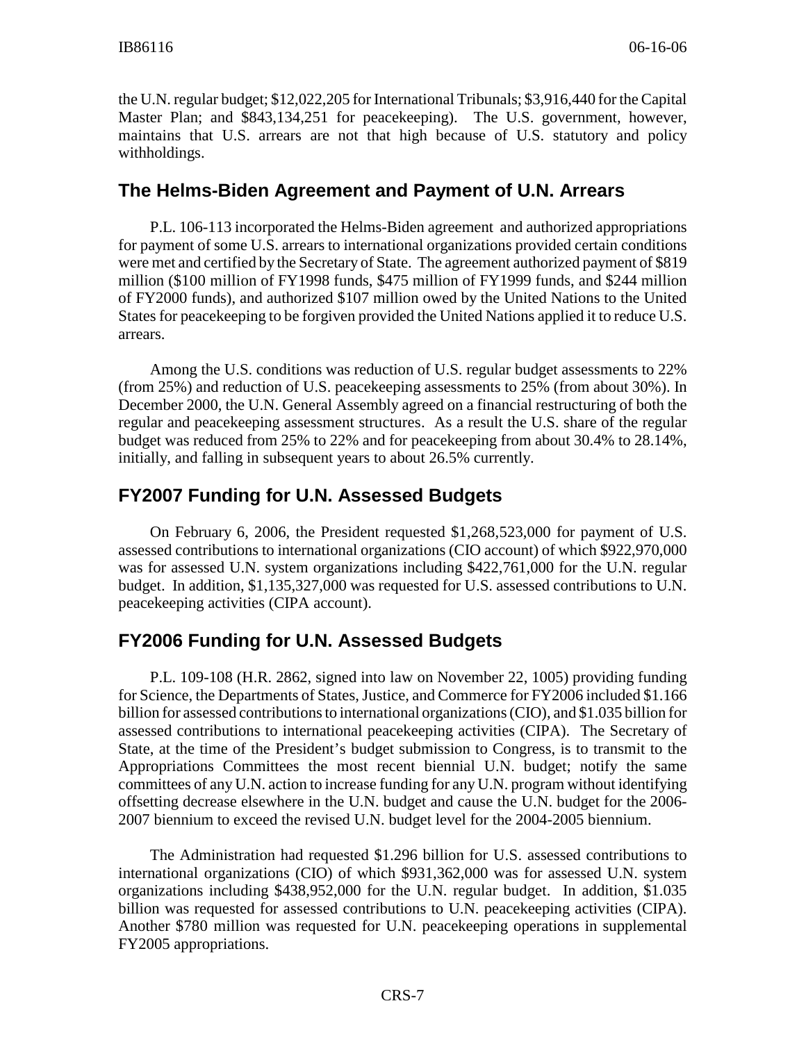the U.N. regular budget; $12,022,205 for International Tribunals; $3,916,440 for the Capital Master Plan; and $843,134,251 for peacekeeping). The U.S. government, however, maintains that U.S. arrears are not that high because of U.S. statutory and policy withholdings.

## The Helms-Biden Agreement and Payment of U.N. Arrears

P.L. 106-113 incorporated the Helms-Biden agreement and authorized appropriations for payment of some U.S. arrears to international organizations provided certain conditions were met and certified by the Secretary of State. The agreement authorized payment of $819 million ($100 million of FY1998 funds, $475 million of FY1999 funds, and $244 million of FY2000 funds), and authorized $107 million owed by the United Nations to the United States for peacekeeping to be forgiven provided the United Nations applied it to reduce U.S. arrears.

Among the U.S. conditions was reduction of U.S. regular budget assessments to 22% (from 25%) and reduction of U.S. peacekeeping assessments to 25% (from about 30%). In December 2000, the U.N. General Assembly agreed on a financial restructuring of both the regular and peacekeeping assessment structures. As a result the U.S. share of the regular budget was reduced from 25% to 22% and for peacekeeping from about 30.4% to 28.14%, initially, and falling in subsequent years to about 26.5% currently.

## FY2007 Funding for U.N. Assessed Budgets

On February 6, 2006, the President requested $1,268,523,000 for payment of U.S. assessed contributions to international organizations (CIO account) of which $922,970,000 was for assessed U.N. system organizations including $422,761,000 for the U.N. regular budget. In addition, $1,135,327,000 was requested for U.S. assessed contributions to U.N. peacekeeping activities (CIPA account).

## FY2006 Funding for U.N. Assessed Budgets

P.L. 109-108 (H.R. 2862, signed into law on November 22, 1005) providing funding for Science, the Departments of States, Justice, and Commerce for FY2006 included $1.166 billion for assessed contributions to international organizations (CIO), and $1.035 billion for assessed contributions to international peacekeeping activities (CIPA). The Secretary of State, at the time of the President's budget submission to Congress, is to transmit to the Appropriations Committees the most recent biennial U.N. budget; notify the same committees of any U.N. action to increase funding for any U.N. program without identifying offsetting decrease elsewhere in the U.N. budget and cause the U.N. budget for the 2006-2007 biennium to exceed the revised U.N. budget level for the 2004-2005 biennium.

The Administration had requested $1.296 billion for U.S. assessed contributions to international organizations (CIO) of which $931,362,000 was for assessed U.N. system organizations including $438,952,000 for the U.N. regular budget. In addition, $1.035 billion was requested for assessed contributions to U.N. peacekeeping activities (CIPA). Another $780 million was requested for U.N. peacekeeping operations in supplemental FY2005 appropriations.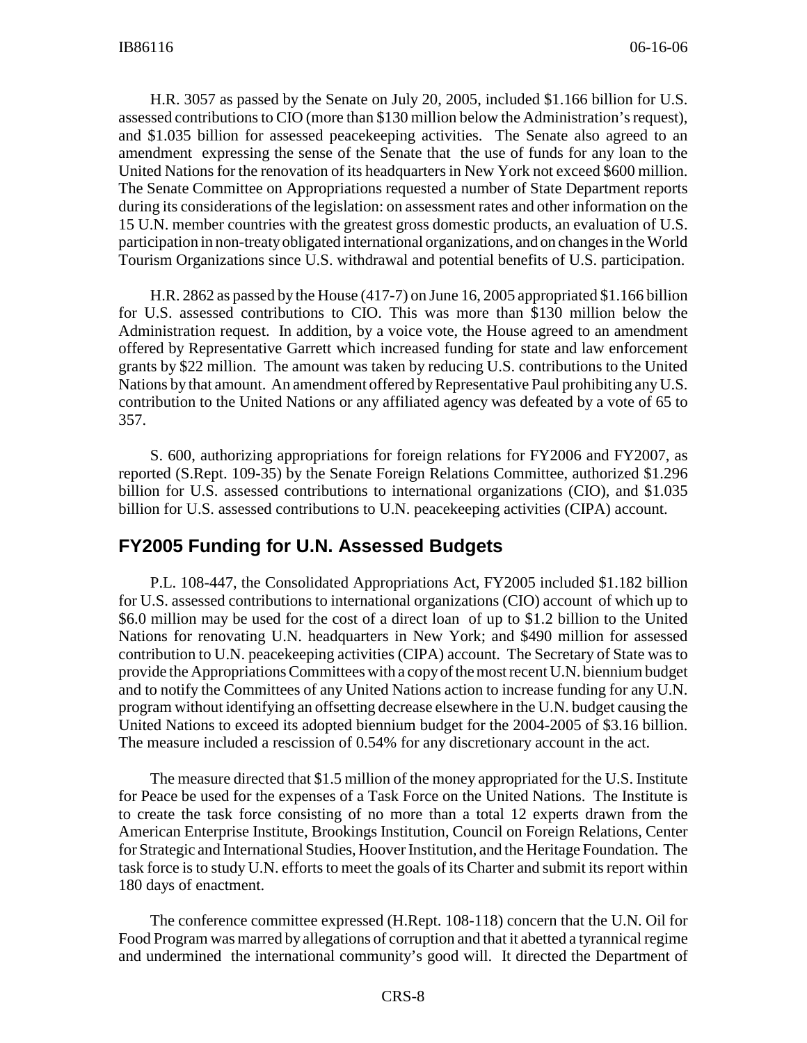H.R. 3057 as passed by the Senate on July 20, 2005, included $1.166 billion for U.S. assessed contributions to CIO (more than $130 million below the Administration's request), and $1.035 billion for assessed peacekeeping activities. The Senate also agreed to an amendment expressing the sense of the Senate that the use of funds for any loan to the United Nations for the renovation of its headquarters in New York not exceed $600 million. The Senate Committee on Appropriations requested a number of State Department reports during its considerations of the legislation: on assessment rates and other information on the 15 U.N. member countries with the greatest gross domestic products, an evaluation of U.S. participation in non-treaty obligated international organizations, and on changes in the World Tourism Organizations since U.S. withdrawal and potential benefits of U.S. participation.

H.R. 2862 as passed by the House (417-7) on June 16, 2005 appropriated $1.166 billion for U.S. assessed contributions to CIO. This was more than $130 million below the Administration request. In addition, by a voice vote, the House agreed to an amendment offered by Representative Garrett which increased funding for state and law enforcement grants by $22 million. The amount was taken by reducing U.S. contributions to the United Nations by that amount. An amendment offered by Representative Paul prohibiting any U.S. contribution to the United Nations or any affiliated agency was defeated by a vote of 65 to 357.

S. 600, authorizing appropriations for foreign relations for FY2006 and FY2007, as reported (S.Rept. 109-35) by the Senate Foreign Relations Committee, authorized $1.296 billion for U.S. assessed contributions to international organizations (CIO), and $1.035 billion for U.S. assessed contributions to U.N. peacekeeping activities (CIPA) account.

## FY2005 Funding for U.N. Assessed Budgets

P.L. 108-447, the Consolidated Appropriations Act, FY2005 included $1.182 billion for U.S. assessed contributions to international organizations (CIO) account of which up to $6.0 million may be used for the cost of a direct loan of up to $1.2 billion to the United Nations for renovating U.N. headquarters in New York; and $490 million for assessed contribution to U.N. peacekeeping activities (CIPA) account. The Secretary of State was to provide the Appropriations Committees with a copy of the most recent U.N. biennium budget and to notify the Committees of any United Nations action to increase funding for any U.N. program without identifying an offsetting decrease elsewhere in the U.N. budget causing the United Nations to exceed its adopted biennium budget for the 2004-2005 of $3.16 billion. The measure included a rescission of 0.54% for any discretionary account in the act.

The measure directed that $1.5 million of the money appropriated for the U.S. Institute for Peace be used for the expenses of a Task Force on the United Nations. The Institute is to create the task force consisting of no more than a total 12 experts drawn from the American Enterprise Institute, Brookings Institution, Council on Foreign Relations, Center for Strategic and International Studies, Hoover Institution, and the Heritage Foundation. The task force is to study U.N. efforts to meet the goals of its Charter and submit its report within 180 days of enactment.

The conference committee expressed (H.Rept. 108-118) concern that the U.N. Oil for Food Program was marred by allegations of corruption and that it abetted a tyrannical regime and undermined the international community's good will. It directed the Department of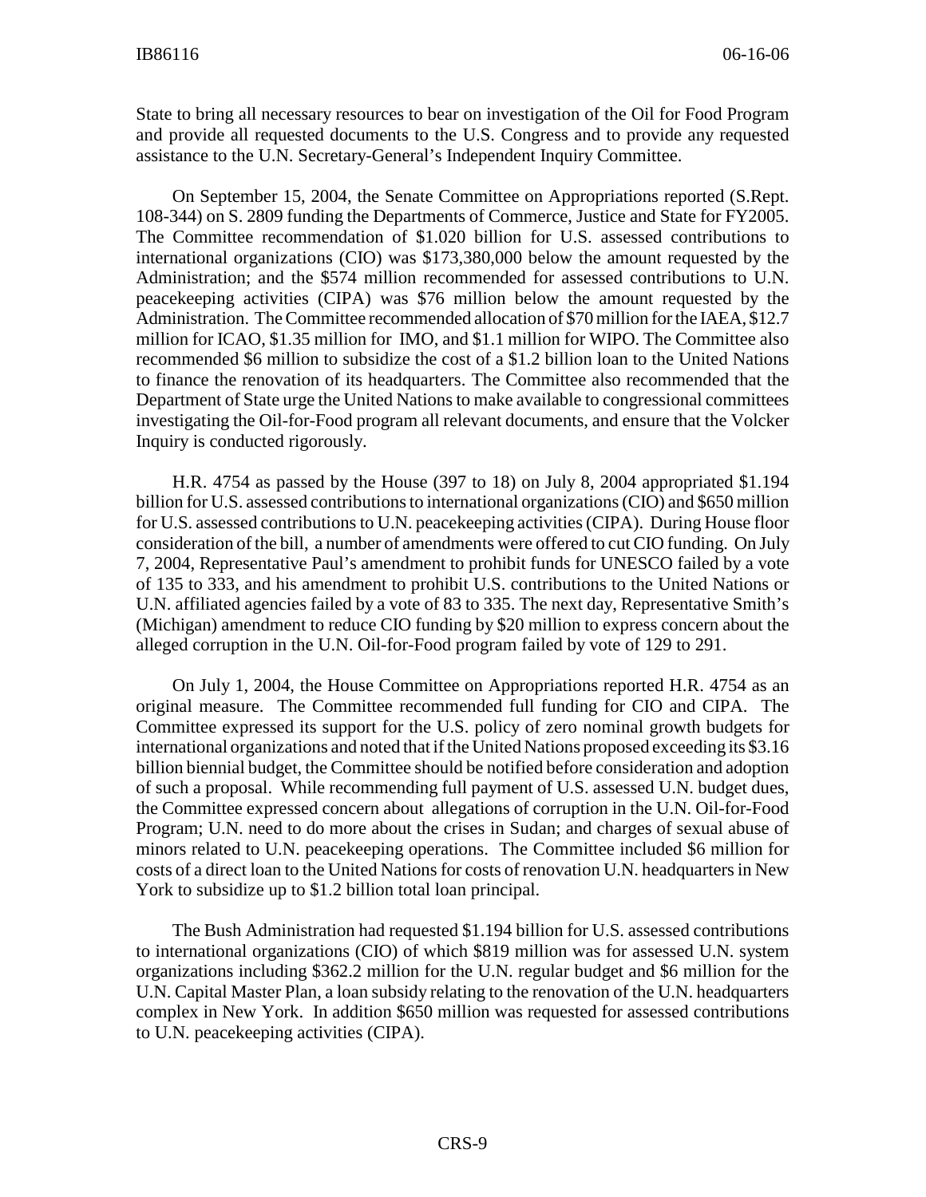State to bring all necessary resources to bear on investigation of the Oil for Food Program and provide all requested documents to the U.S. Congress and to provide any requested assistance to the U.N. Secretary-General's Independent Inquiry Committee.

On September 15, 2004, the Senate Committee on Appropriations reported (S.Rept. 108-344) on S. 2809 funding the Departments of Commerce, Justice and State for FY2005. The Committee recommendation of $1.020 billion for U.S. assessed contributions to international organizations (CIO) was $173,380,000 below the amount requested by the Administration; and the $574 million recommended for assessed contributions to U.N. peacekeeping activities (CIPA) was $76 million below the amount requested by the Administration. The Committee recommended allocation of $70 million for the IAEA, $12.7 million for ICAO, $1.35 million for IMO, and $1.1 million for WIPO. The Committee also recommended $6 million to subsidize the cost of a $1.2 billion loan to the United Nations to finance the renovation of its headquarters. The Committee also recommended that the Department of State urge the United Nations to make available to congressional committees investigating the Oil-for-Food program all relevant documents, and ensure that the Volcker Inquiry is conducted rigorously.

H.R. 4754 as passed by the House (397 to 18) on July 8, 2004 appropriated $1.194 billion for U.S. assessed contributions to international organizations (CIO) and $650 million for U.S. assessed contributions to U.N. peacekeeping activities (CIPA). During House floor consideration of the bill, a number of amendments were offered to cut CIO funding. On July 7, 2004, Representative Paul's amendment to prohibit funds for UNESCO failed by a vote of 135 to 333, and his amendment to prohibit U.S. contributions to the United Nations or U.N. affiliated agencies failed by a vote of 83 to 335. The next day, Representative Smith's (Michigan) amendment to reduce CIO funding by $20 million to express concern about the alleged corruption in the U.N. Oil-for-Food program failed by vote of 129 to 291.

On July 1, 2004, the House Committee on Appropriations reported H.R. 4754 as an original measure. The Committee recommended full funding for CIO and CIPA. The Committee expressed its support for the U.S. policy of zero nominal growth budgets for international organizations and noted that if the United Nations proposed exceeding its $3.16 billion biennial budget, the Committee should be notified before consideration and adoption of such a proposal. While recommending full payment of U.S. assessed U.N. budget dues, the Committee expressed concern about allegations of corruption in the U.N. Oil-for-Food Program; U.N. need to do more about the crises in Sudan; and charges of sexual abuse of minors related to U.N. peacekeeping operations. The Committee included $6 million for costs of a direct loan to the United Nations for costs of renovation U.N. headquarters in New York to subsidize up to $1.2 billion total loan principal.

The Bush Administration had requested $1.194 billion for U.S. assessed contributions to international organizations (CIO) of which $819 million was for assessed U.N. system organizations including $362.2 million for the U.N. regular budget and $6 million for the U.N. Capital Master Plan, a loan subsidy relating to the renovation of the U.N. headquarters complex in New York. In addition $650 million was requested for assessed contributions to U.N. peacekeeping activities (CIPA).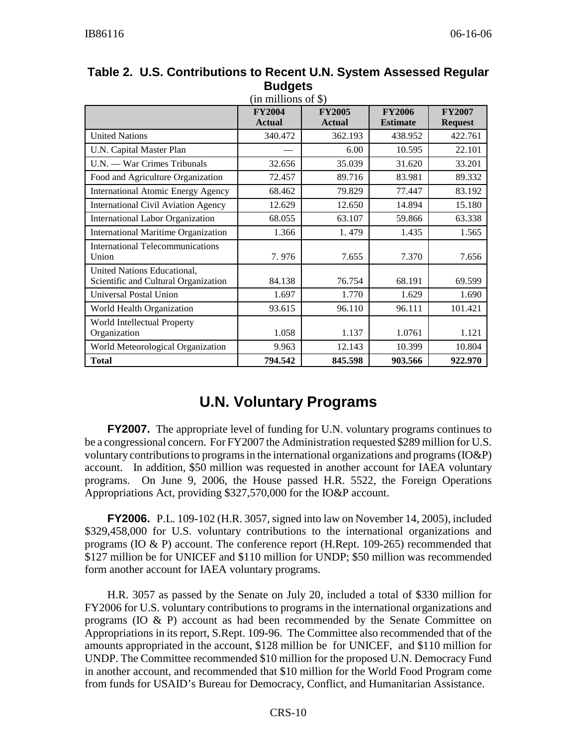**Table 2. U.S. Contributions to Recent U.N. System Assessed Regular Budgets**

(in millions of $)

| | FY2004 Actual | FY2005 Actual | FY2006 Estimate | FY2007 Request |
|---|---|---|---|---|
| United Nations | 340.472 | 362.193 | 438.952 | 422.761 |
| U.N. Capital Master Plan | — | 6.00 | 10.595 | 22.101 |
| U.N. — War Crimes Tribunals | 32.656 | 35.039 | 31.620 | 33.201 |
| Food and Agriculture Organization | 72.457 | 89.716 | 83.981 | 89.332 |
| International Atomic Energy Agency | 68.462 | 79.829 | 77.447 | 83.192 |
| International Civil Aviation Agency | 12.629 | 12.650 | 14.894 | 15.180 |
| International Labor Organization | 68.055 | 63.107 | 59.866 | 63.338 |
| International Maritime Organization | 1.366 | 1. 479 | 1.435 | 1.565 |
| International Telecommunications Union | 7. 976 | 7.655 | 7.370 | 7.656 |
| United Nations Educational, Scientific and Cultural Organization | 84.138 | 76.754 | 68.191 | 69.599 |
| Universal Postal Union | 1.697 | 1.770 | 1.629 | 1.690 |
| World Health Organization | 93.615 | 96.110 | 96.111 | 101.421 |
| World Intellectual Property Organization | 1.058 | 1.137 | 1.0761 | 1.121 |
| World Meteorological Organization | 9.963 | 12.143 | 10.399 | 10.804 |
| **Total** | **794.542** | **845.598** | **903.566** | **922.970** |

## U.N. Voluntary Programs

**FY2007.** The appropriate level of funding for U.N. voluntary programs continues to be a congressional concern. For FY2007 the Administration requested $289 million for U.S. voluntary contributions to programs in the international organizations and programs (IO&P) account. In addition, $50 million was requested in another account for IAEA voluntary programs. On June 9, 2006, the House passed H.R. 5522, the Foreign Operations Appropriations Act, providing $327,570,000 for the IO&P account.

**FY2006.** P.L. 109-102 (H.R. 3057, signed into law on November 14, 2005), included $329,458,000 for U.S. voluntary contributions to the international organizations and programs (IO & P) account. The conference report (H.Rept. 109-265) recommended that $127 million be for UNICEF and $110 million for UNDP; $50 million was recommended form another account for IAEA voluntary programs.

H.R. 3057 as passed by the Senate on July 20, included a total of $330 million for FY2006 for U.S. voluntary contributions to programs in the international organizations and programs (IO & P) account as had been recommended by the Senate Committee on Appropriations in its report, S.Rept. 109-96. The Committee also recommended that of the amounts appropriated in the account, $128 million be for UNICEF, and $110 million for UNDP. The Committee recommended $10 million for the proposed U.N. Democracy Fund in another account, and recommended that $10 million for the World Food Program come from funds for USAID's Bureau for Democracy, Conflict, and Humanitarian Assistance.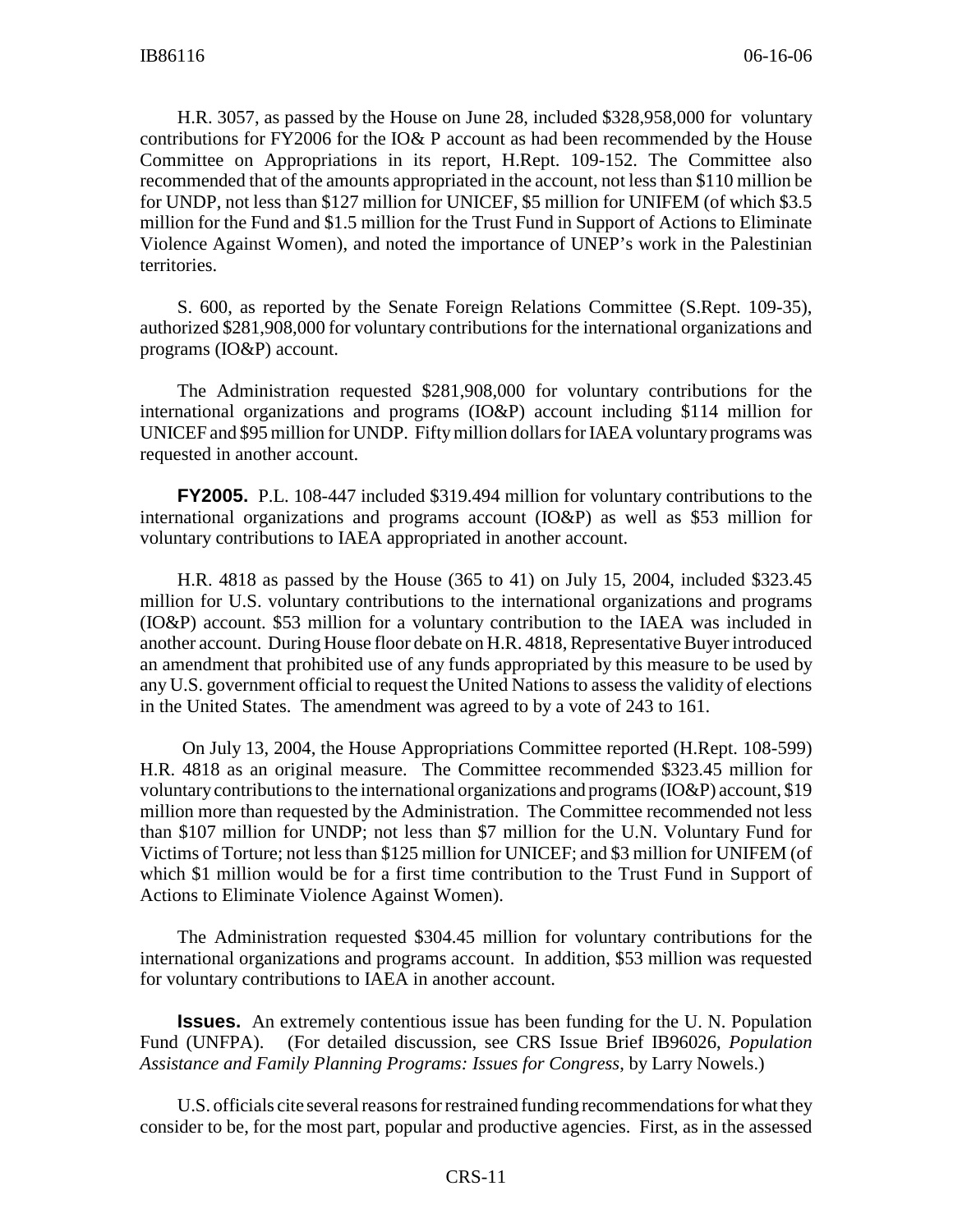H.R. 3057, as passed by the House on June 28, included $328,958,000 for voluntary contributions for FY2006 for the IO& P account as had been recommended by the House Committee on Appropriations in its report, H.Rept. 109-152. The Committee also recommended that of the amounts appropriated in the account, not less than $110 million be for UNDP, not less than $127 million for UNICEF, $5 million for UNIFEM (of which $3.5 million for the Fund and $1.5 million for the Trust Fund in Support of Actions to Eliminate Violence Against Women), and noted the importance of UNEP's work in the Palestinian territories.

S. 600, as reported by the Senate Foreign Relations Committee (S.Rept. 109-35), authorized $281,908,000 for voluntary contributions for the international organizations and programs (IO&P) account.

The Administration requested $281,908,000 for voluntary contributions for the international organizations and programs (IO&P) account including $114 million for UNICEF and $95 million for UNDP. Fifty million dollars for IAEA voluntary programs was requested in another account.

**FY2005.** P.L. 108-447 included $319.494 million for voluntary contributions to the international organizations and programs account (IO&P) as well as $53 million for voluntary contributions to IAEA appropriated in another account.

H.R. 4818 as passed by the House (365 to 41) on July 15, 2004, included $323.45 million for U.S. voluntary contributions to the international organizations and programs (IO&P) account. $53 million for a voluntary contribution to the IAEA was included in another account. During House floor debate on H.R. 4818, Representative Buyer introduced an amendment that prohibited use of any funds appropriated by this measure to be used by any U.S. government official to request the United Nations to assess the validity of elections in the United States. The amendment was agreed to by a vote of 243 to 161.

On July 13, 2004, the House Appropriations Committee reported (H.Rept. 108-599) H.R. 4818 as an original measure. The Committee recommended $323.45 million for voluntary contributions to the international organizations and programs (IO&P) account, $19 million more than requested by the Administration. The Committee recommended not less than $107 million for UNDP; not less than $7 million for the U.N. Voluntary Fund for Victims of Torture; not less than $125 million for UNICEF; and $3 million for UNIFEM (of which $1 million would be for a first time contribution to the Trust Fund in Support of Actions to Eliminate Violence Against Women).

The Administration requested $304.45 million for voluntary contributions for the international organizations and programs account. In addition, $53 million was requested for voluntary contributions to IAEA in another account.

**Issues.** An extremely contentious issue has been funding for the U. N. Population Fund (UNFPA). (For detailed discussion, see CRS Issue Brief IB96026, *Population Assistance and Family Planning Programs: Issues for Congress*, by Larry Nowels.)

U.S. officials cite several reasons for restrained funding recommendations for what they consider to be, for the most part, popular and productive agencies. First, as in the assessed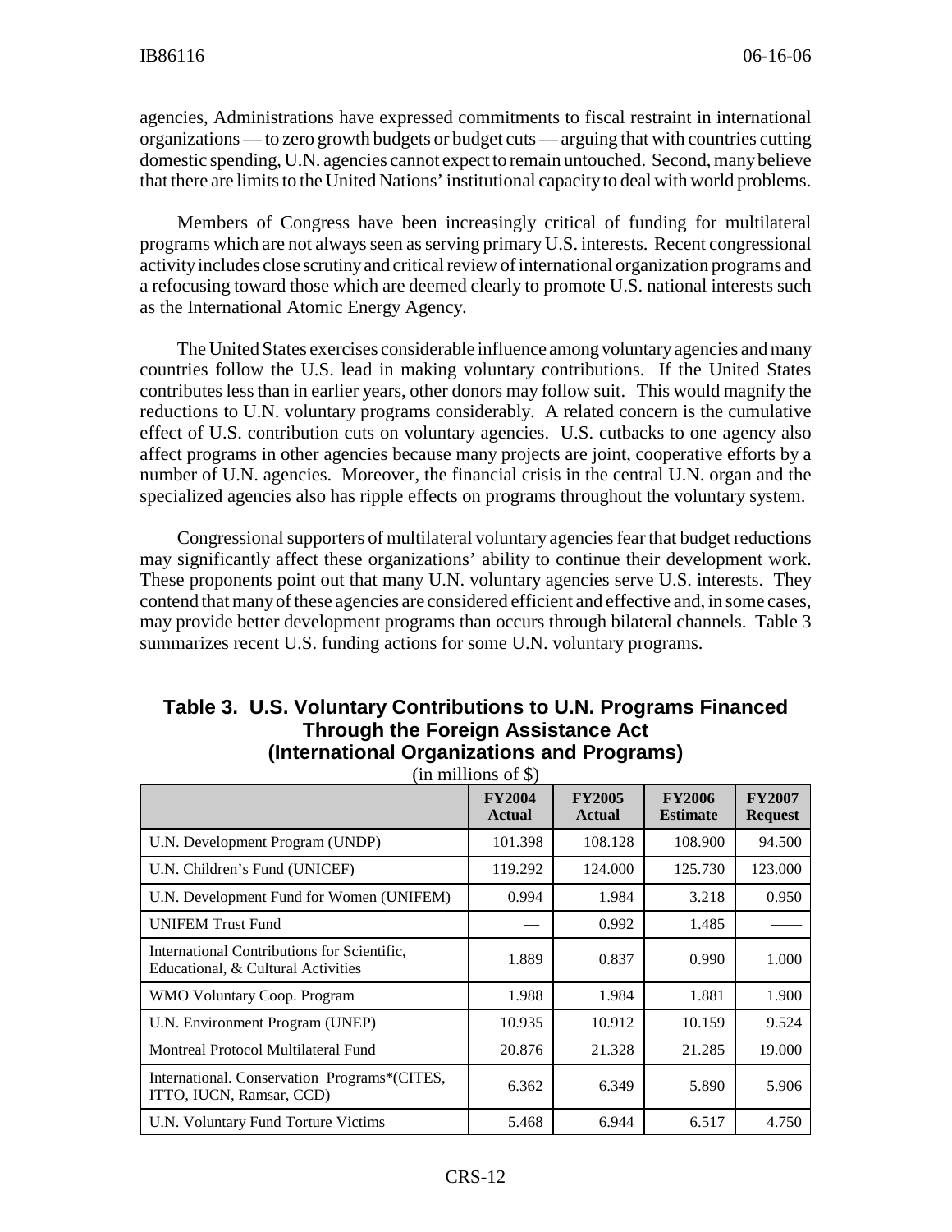agencies, Administrations have expressed commitments to fiscal restraint in international organizations — to zero growth budgets or budget cuts — arguing that with countries cutting domestic spending, U.N. agencies cannot expect to remain untouched. Second, many believe that there are limits to the United Nations' institutional capacity to deal with world problems.

Members of Congress have been increasingly critical of funding for multilateral programs which are not always seen as serving primary U.S. interests. Recent congressional activity includes close scrutiny and critical review of international organization programs and a refocusing toward those which are deemed clearly to promote U.S. national interests such as the International Atomic Energy Agency.

The United States exercises considerable influence among voluntary agencies and many countries follow the U.S. lead in making voluntary contributions. If the United States contributes less than in earlier years, other donors may follow suit. This would magnify the reductions to U.N. voluntary programs considerably. A related concern is the cumulative effect of U.S. contribution cuts on voluntary agencies. U.S. cutbacks to one agency also affect programs in other agencies because many projects are joint, cooperative efforts by a number of U.N. agencies. Moreover, the financial crisis in the central U.N. organ and the specialized agencies also has ripple effects on programs throughout the voluntary system.

Congressional supporters of multilateral voluntary agencies fear that budget reductions may significantly affect these organizations' ability to continue their development work. These proponents point out that many U.N. voluntary agencies serve U.S. interests. They contend that many of these agencies are considered efficient and effective and, in some cases, may provide better development programs than occurs through bilateral channels. Table 3 summarizes recent U.S. funding actions for some U.N. voluntary programs.

## Table 3. U.S. Voluntary Contributions to U.N. Programs Financed Through the Foreign Assistance Act (International Organizations and Programs)

(in millions of $)

| | FY2004 Actual | FY2005 Actual | FY2006 Estimate | FY2007 Request |
|---|---|---|---|---|
| U.N. Development Program (UNDP) | 101.398 | 108.128 | 108.900 | 94.500 |
| U.N. Children's Fund (UNICEF) | 119.292 | 124.000 | 125.730 | 123.000 |
| U.N. Development Fund for Women (UNIFEM) | 0.994 | 1.984 | 3.218 | 0.950 |
| UNIFEM Trust Fund | — | 0.992 | 1.485 | —— |
| International Contributions for Scientific, Educational, & Cultural Activities | 1.889 | 0.837 | 0.990 | 1.000 |
| WMO Voluntary Coop. Program | 1.988 | 1.984 | 1.881 | 1.900 |
| U.N. Environment Program (UNEP) | 10.935 | 10.912 | 10.159 | 9.524 |
| Montreal Protocol Multilateral Fund | 20.876 | 21.328 | 21.285 | 19.000 |
| International. Conservation Programs*(CITES, ITTO, IUCN, Ramsar, CCD) | 6.362 | 6.349 | 5.890 | 5.906 |
| U.N. Voluntary Fund Torture Victims | 5.468 | 6.944 | 6.517 | 4.750 |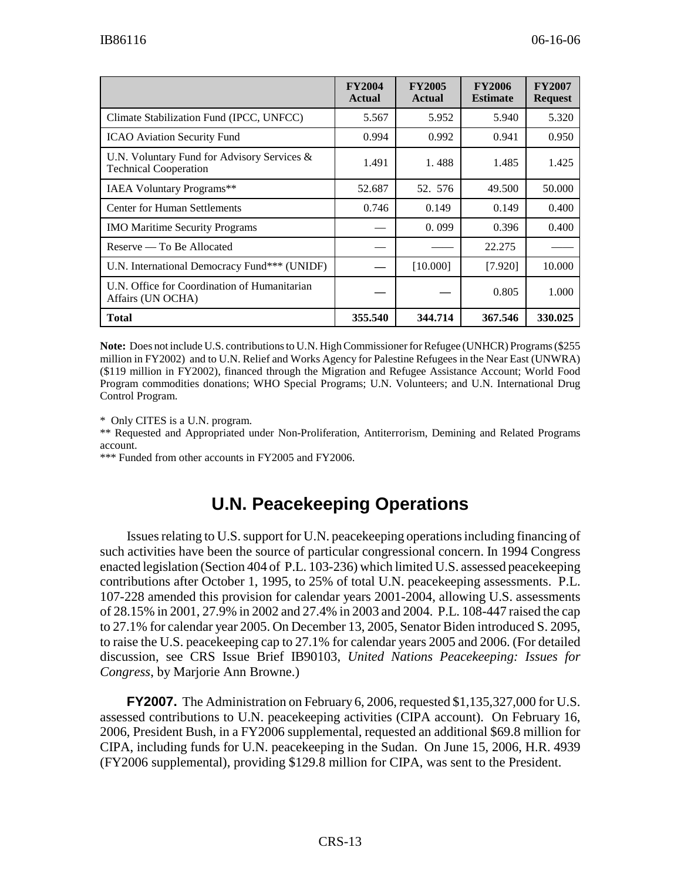| | FY2004 Actual | FY2005 Actual | FY2006 Estimate | FY2007 Request |
|---|---|---|---|---|
| Climate Stabilization Fund (IPCC, UNFCC) | 5.567 | 5.952 | 5.940 | 5.320 |
| ICAO Aviation Security Fund | 0.994 | 0.992 | 0.941 | 0.950 |
| U.N. Voluntary Fund for Advisory Services & Technical Cooperation | 1.491 | 1. 488 | 1.485 | 1.425 |
| IAEA Voluntary Programs** | 52.687 | 52. 576 | 49.500 | 50.000 |
| Center for Human Settlements | 0.746 | 0.149 | 0.149 | 0.400 |
| IMO Maritime Security Programs | — | 0. 099 | 0.396 | 0.400 |
| Reserve — To Be Allocated | — | —— | 22.275 | —— |
| U.N. International Democracy Fund*** (UNIDF) | — | [10.000] | [7.920] | 10.000 |
| U.N. Office for Coordination of Humanitarian Affairs (UN OCHA) | — | — | 0.805 | 1.000 |
| **Total** | **355.540** | **344.714** | **367.546** | **330.025** |

**Note:** Does not include U.S. contributions to U.N. High Commissioner for Refugee (UNHCR) Programs ($255 million in FY2002) and to U.N. Relief and Works Agency for Palestine Refugees in the Near East (UNWRA) ($119 million in FY2002), financed through the Migration and Refugee Assistance Account; World Food Program commodities donations; WHO Special Programs; U.N. Volunteers; and U.N. International Drug Control Program.

\* Only CITES is a U.N. program.

** Requested and Appropriated under Non-Proliferation, Antiterrorism, Demining and Related Programs account.

*** Funded from other accounts in FY2005 and FY2006.

## U.N. Peacekeeping Operations

Issues relating to U.S. support for U.N. peacekeeping operations including financing of such activities have been the source of particular congressional concern. In 1994 Congress enacted legislation (Section 404 of P.L. 103-236) which limited U.S. assessed peacekeeping contributions after October 1, 1995, to 25% of total U.N. peacekeeping assessments. P.L. 107-228 amended this provision for calendar years 2001-2004, allowing U.S. assessments of 28.15% in 2001, 27.9% in 2002 and 27.4% in 2003 and 2004. P.L. 108-447 raised the cap to 27.1% for calendar year 2005. On December 13, 2005, Senator Biden introduced S. 2095, to raise the U.S. peacekeeping cap to 27.1% for calendar years 2005 and 2006. (For detailed discussion, see CRS Issue Brief IB90103, *United Nations Peacekeeping: Issues for Congress*, by Marjorie Ann Browne.)

**FY2007.** The Administration on February 6, 2006, requested $1,135,327,000 for U.S. assessed contributions to U.N. peacekeeping activities (CIPA account). On February 16, 2006, President Bush, in a FY2006 supplemental, requested an additional $69.8 million for CIPA, including funds for U.N. peacekeeping in the Sudan. On June 15, 2006, H.R. 4939 (FY2006 supplemental), providing $129.8 million for CIPA, was sent to the President.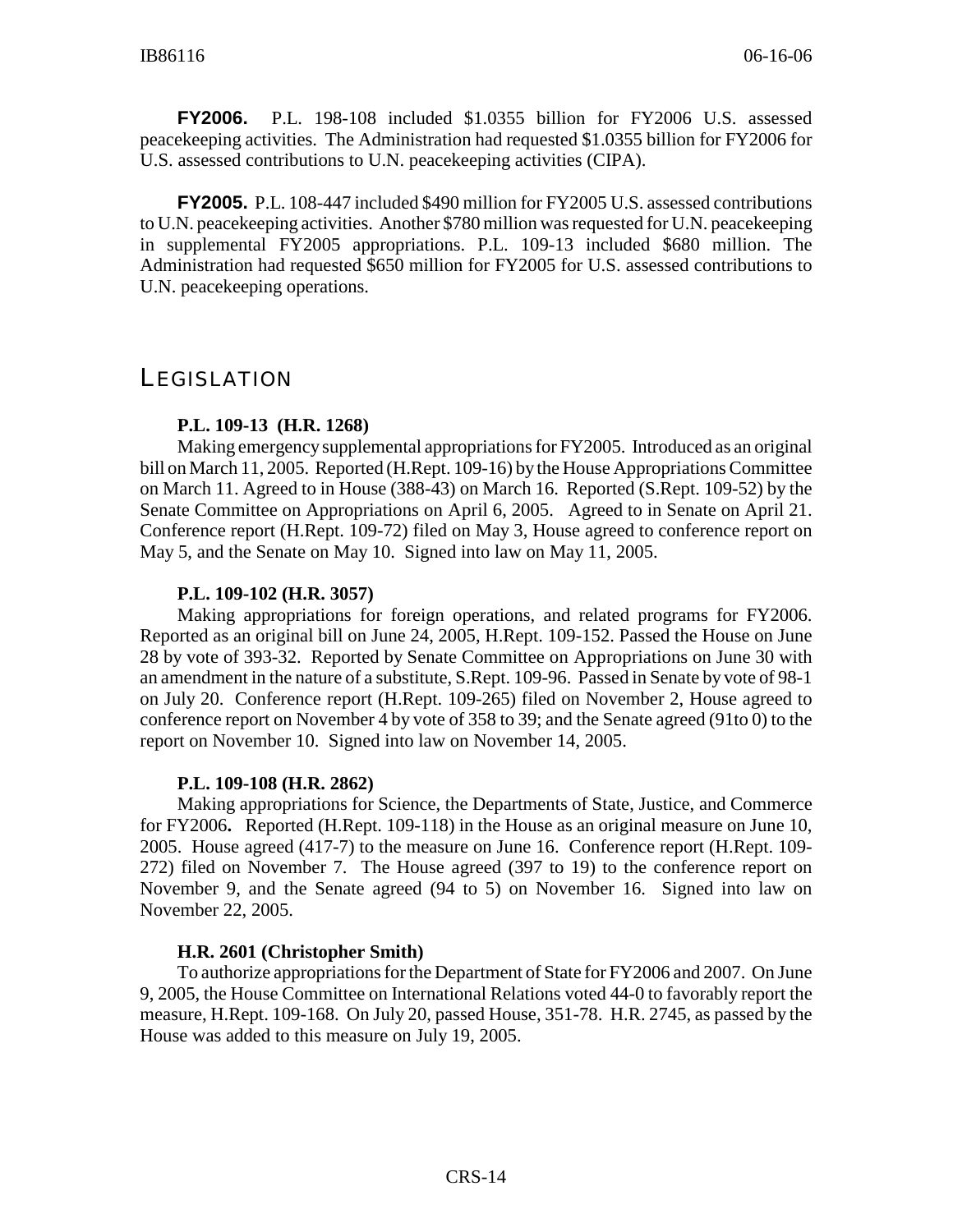**FY2006.** P.L. 198-108 included $1.0355 billion for FY2006 U.S. assessed peacekeeping activities. The Administration had requested $1.0355 billion for FY2006 for U.S. assessed contributions to U.N. peacekeeping activities (CIPA).

**FY2005.** P.L. 108-447 included $490 million for FY2005 U.S. assessed contributions to U.N. peacekeeping activities. Another $780 million was requested for U.N. peacekeeping in supplemental FY2005 appropriations. P.L. 109-13 included $680 million. The Administration had requested $650 million for FY2005 for U.S. assessed contributions to U.N. peacekeeping operations.

## LEGISLATION

**P.L. 109-13 (H.R. 1268)**

Making emergency supplemental appropriations for FY2005. Introduced as an original bill on March 11, 2005. Reported (H.Rept. 109-16) by the House Appropriations Committee on March 11. Agreed to in House (388-43) on March 16. Reported (S.Rept. 109-52) by the Senate Committee on Appropriations on April 6, 2005. Agreed to in Senate on April 21. Conference report (H.Rept. 109-72) filed on May 3, House agreed to conference report on May 5, and the Senate on May 10. Signed into law on May 11, 2005.

**P.L. 109-102 (H.R. 3057)**

Making appropriations for foreign operations, and related programs for FY2006. Reported as an original bill on June 24, 2005, H.Rept. 109-152. Passed the House on June 28 by vote of 393-32. Reported by Senate Committee on Appropriations on June 30 with an amendment in the nature of a substitute, S.Rept. 109-96. Passed in Senate by vote of 98-1 on July 20. Conference report (H.Rept. 109-265) filed on November 2, House agreed to conference report on November 4 by vote of 358 to 39; and the Senate agreed (91to 0) to the report on November 10. Signed into law on November 14, 2005.

**P.L. 109-108 (H.R. 2862)**

Making appropriations for Science, the Departments of State, Justice, and Commerce for FY2006**.** Reported (H.Rept. 109-118) in the House as an original measure on June 10, 2005. House agreed (417-7) to the measure on June 16. Conference report (H.Rept. 109-272) filed on November 7. The House agreed (397 to 19) to the conference report on November 9, and the Senate agreed (94 to 5) on November 16. Signed into law on November 22, 2005.

**H.R. 2601 (Christopher Smith)**

To authorize appropriations for the Department of State for FY2006 and 2007. On June 9, 2005, the House Committee on International Relations voted 44-0 to favorably report the measure, H.Rept. 109-168. On July 20, passed House, 351-78. H.R. 2745, as passed by the House was added to this measure on July 19, 2005.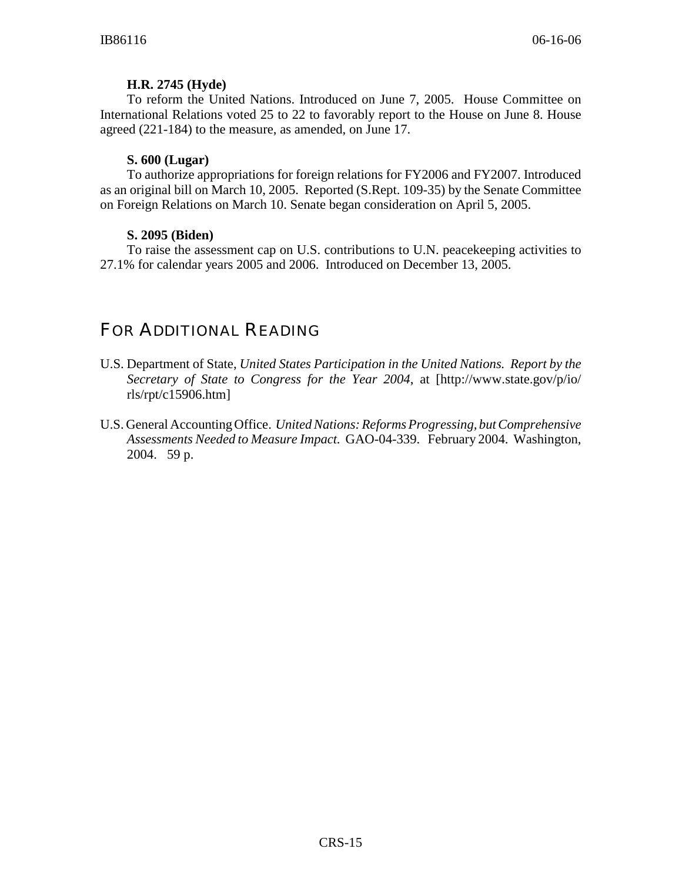**H.R. 2745 (Hyde)**

To reform the United Nations. Introduced on June 7, 2005. House Committee on International Relations voted 25 to 22 to favorably report to the House on June 8. House agreed (221-184) to the measure, as amended, on June 17.

**S. 600 (Lugar)**

To authorize appropriations for foreign relations for FY2006 and FY2007. Introduced as an original bill on March 10, 2005. Reported (S.Rept. 109-35) by the Senate Committee on Foreign Relations on March 10. Senate began consideration on April 5, 2005.

**S. 2095 (Biden)**

To raise the assessment cap on U.S. contributions to U.N. peacekeeping activities to 27.1% for calendar years 2005 and 2006. Introduced on December 13, 2005.

## For Additional Reading

U.S. Department of State, *United States Participation in the United Nations. Report by the Secretary of State to Congress for the Year 2004*, at [http://www.state.gov/p/io/rls/rpt/c15906.htm]

U.S. General Accounting Office. *United Nations: Reforms Progressing, but Comprehensive Assessments Needed to Measure Impact.* GAO-04-339. February 2004. Washington, 2004. 59 p.